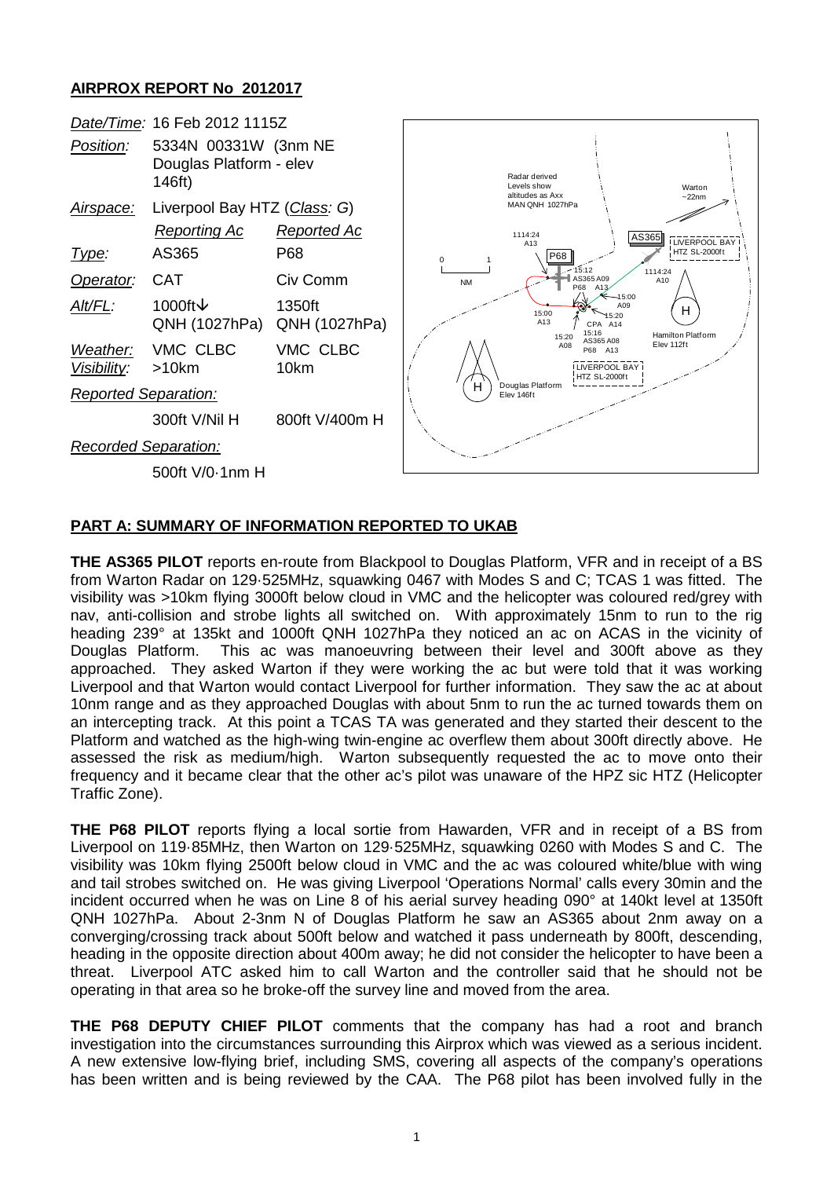# AIRPROX REPORT No 2012017

| | | |
|---|---|---|
| *Date/Time:* | 16 Feb 2012 1115Z | |
| *Position:* | 5334N 00331W (3nm NE Douglas Platform - elev 146ft) | |
| *Airspace:* | Liverpool Bay HTZ (*Class*: G) | |
| | *Reporting Ac* | *Reported Ac* |
| *Type:* | AS365 | P68 |
| *Operator:* | CAT | Civ Comm |
| *Alt/FL:* | 1000ft↓ QNH (1027hPa) | 1350ft QNH (1027hPa) |
| *Weather:* | VMC CLBC | VMC CLBC |
| *Visibility:* | >10km | 10km |
| *Reported Separation:* | | |
| | 300ft V/Nil H | 800ft V/400m H |
| *Recorded Separation:* | | |
| | 500ft V/0·1nm H | |

## PART A: SUMMARY OF INFORMATION REPORTED TO UKAB

**THE AS365 PILOT** reports en-route from Blackpool to Douglas Platform, VFR and in receipt of a BS from Warton Radar on 129·525MHz, squawking 0467 with Modes S and C; TCAS 1 was fitted. The visibility was >10km flying 3000ft below cloud in VMC and the helicopter was coloured red/grey with nav, anti-collision and strobe lights all switched on. With approximately 15nm to run to the rig heading 239° at 135kt and 1000ft QNH 1027hPa they noticed an ac on ACAS in the vicinity of Douglas Platform. This ac was manoeuvring between their level and 300ft above as they approached. They asked Warton if they were working the ac but were told that it was working Liverpool and that Warton would contact Liverpool for further information. They saw the ac at about 10nm range and as they approached Douglas with about 5nm to run the ac turned towards them on an intercepting track. At this point a TCAS TA was generated and they started their descent to the Platform and watched as the high-wing twin-engine ac overflew them about 300ft directly above. He assessed the risk as medium/high. Warton subsequently requested the ac to move onto their frequency and it became clear that the other ac's pilot was unaware of the HPZ sic HTZ (Helicopter Traffic Zone).

**THE P68 PILOT** reports flying a local sortie from Hawarden, VFR and in receipt of a BS from Liverpool on 119·85MHz, then Warton on 129·525MHz, squawking 0260 with Modes S and C. The visibility was 10km flying 2500ft below cloud in VMC and the ac was coloured white/blue with wing and tail strobes switched on. He was giving Liverpool 'Operations Normal' calls every 30min and the incident occurred when he was on Line 8 of his aerial survey heading 090° at 140kt level at 1350ft QNH 1027hPa. About 2-3nm N of Douglas Platform he saw an AS365 about 2nm away on a converging/crossing track about 500ft below and watched it pass underneath by 800ft, descending, heading in the opposite direction about 400m away; he did not consider the helicopter to have been a threat. Liverpool ATC asked him to call Warton and the controller said that he should not be operating in that area so he broke-off the survey line and moved from the area.

**THE P68 DEPUTY CHIEF PILOT** comments that the company has had a root and branch investigation into the circumstances surrounding this Airprox which was viewed as a serious incident. A new extensive low-flying brief, including SMS, covering all aspects of the company's operations has been written and is being reviewed by the CAA. The P68 pilot has been involved fully in the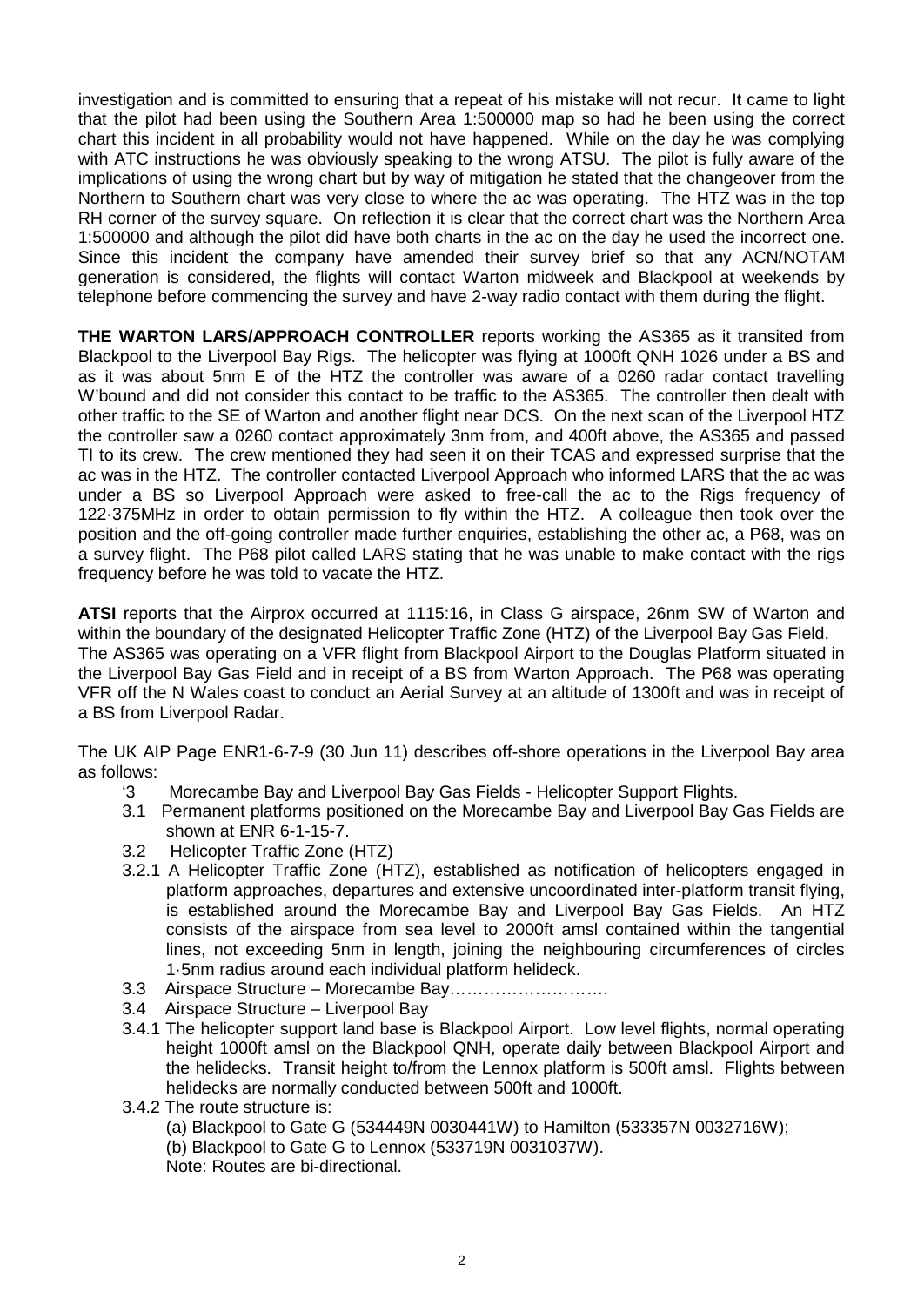investigation and is committed to ensuring that a repeat of his mistake will not recur. It came to light that the pilot had been using the Southern Area 1:500000 map so had he been using the correct chart this incident in all probability would not have happened. While on the day he was complying with ATC instructions he was obviously speaking to the wrong ATSU. The pilot is fully aware of the implications of using the wrong chart but by way of mitigation he stated that the changeover from the Northern to Southern chart was very close to where the ac was operating. The HTZ was in the top RH corner of the survey square. On reflection it is clear that the correct chart was the Northern Area 1:500000 and although the pilot did have both charts in the ac on the day he used the incorrect one. Since this incident the company have amended their survey brief so that any ACN/NOTAM generation is considered, the flights will contact Warton midweek and Blackpool at weekends by telephone before commencing the survey and have 2-way radio contact with them during the flight.

**THE WARTON LARS/APPROACH CONTROLLER** reports working the AS365 as it transited from Blackpool to the Liverpool Bay Rigs. The helicopter was flying at 1000ft QNH 1026 under a BS and as it was about 5nm E of the HTZ the controller was aware of a 0260 radar contact travelling W'bound and did not consider this contact to be traffic to the AS365. The controller then dealt with other traffic to the SE of Warton and another flight near DCS. On the next scan of the Liverpool HTZ the controller saw a 0260 contact approximately 3nm from, and 400ft above, the AS365 and passed TI to its crew. The crew mentioned they had seen it on their TCAS and expressed surprise that the ac was in the HTZ. The controller contacted Liverpool Approach who informed LARS that the ac was under a BS so Liverpool Approach were asked to free-call the ac to the Rigs frequency of 122·375MHz in order to obtain permission to fly within the HTZ. A colleague then took over the position and the off-going controller made further enquiries, establishing the other ac, a P68, was on a survey flight. The P68 pilot called LARS stating that he was unable to make contact with the rigs frequency before he was told to vacate the HTZ.

**ATSI** reports that the Airprox occurred at 1115:16, in Class G airspace, 26nm SW of Warton and within the boundary of the designated Helicopter Traffic Zone (HTZ) of the Liverpool Bay Gas Field.
The AS365 was operating on a VFR flight from Blackpool Airport to the Douglas Platform situated in the Liverpool Bay Gas Field and in receipt of a BS from Warton Approach. The P68 was operating VFR off the N Wales coast to conduct an Aerial Survey at an altitude of 1300ft and was in receipt of a BS from Liverpool Radar.

The UK AIP Page ENR1-6-7-9 (30 Jun 11) describes off-shore operations in the Liverpool Bay area as follows:

'3 Morecambe Bay and Liverpool Bay Gas Fields - Helicopter Support Flights.

3.1 Permanent platforms positioned on the Morecambe Bay and Liverpool Bay Gas Fields are shown at ENR 6-1-15-7.

3.2 Helicopter Traffic Zone (HTZ)

3.2.1 A Helicopter Traffic Zone (HTZ), established as notification of helicopters engaged in platform approaches, departures and extensive uncoordinated inter-platform transit flying, is established around the Morecambe Bay and Liverpool Bay Gas Fields. An HTZ consists of the airspace from sea level to 2000ft amsl contained within the tangential lines, not exceeding 5nm in length, joining the neighbouring circumferences of circles 1·5nm radius around each individual platform helideck.

3.3 Airspace Structure – Morecambe Bay……………………….

3.4 Airspace Structure – Liverpool Bay

3.4.1 The helicopter support land base is Blackpool Airport. Low level flights, normal operating height 1000ft amsl on the Blackpool QNH, operate daily between Blackpool Airport and the helidecks. Transit height to/from the Lennox platform is 500ft amsl. Flights between helidecks are normally conducted between 500ft and 1000ft.

3.4.2 The route structure is:

(a) Blackpool to Gate G (534449N 0030441W) to Hamilton (533357N 0032716W);

(b) Blackpool to Gate G to Lennox (533719N 0031037W).

Note: Routes are bi-directional.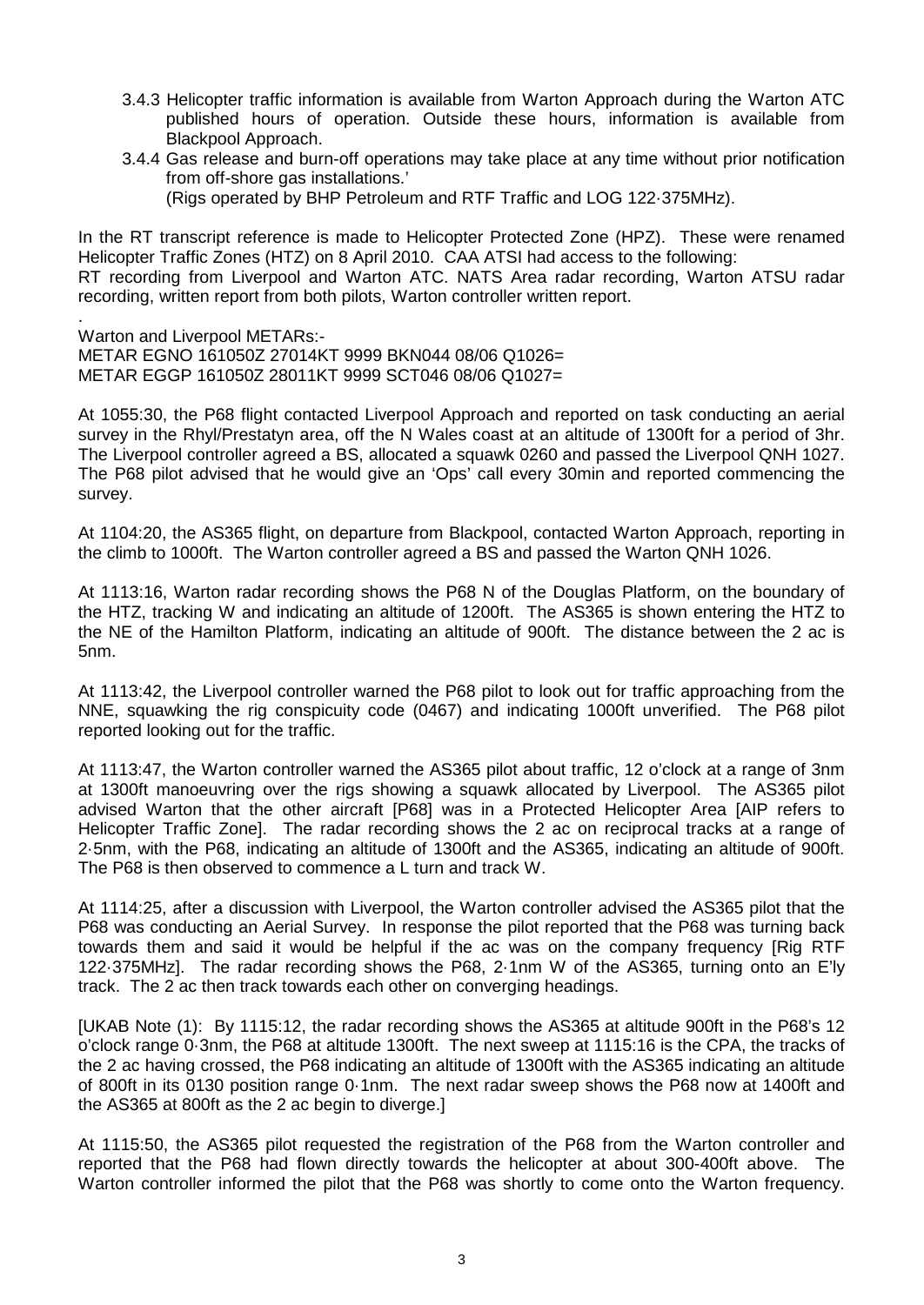3.4.3 Helicopter traffic information is available from Warton Approach during the Warton ATC published hours of operation. Outside these hours, information is available from Blackpool Approach.

3.4.4 Gas release and burn-off operations may take place at any time without prior notification from off-shore gas installations.'
(Rigs operated by BHP Petroleum and RTF Traffic and LOG 122·375MHz).

In the RT transcript reference is made to Helicopter Protected Zone (HPZ). These were renamed Helicopter Traffic Zones (HTZ) on 8 April 2010. CAA ATSI had access to the following:
RT recording from Liverpool and Warton ATC. NATS Area radar recording, Warton ATSU radar recording, written report from both pilots, Warton controller written report.

.
Warton and Liverpool METARs:-
METAR EGNO 161050Z 27014KT 9999 BKN044 08/06 Q1026=
METAR EGGP 161050Z 28011KT 9999 SCT046 08/06 Q1027=

At 1055:30, the P68 flight contacted Liverpool Approach and reported on task conducting an aerial survey in the Rhyl/Prestatyn area, off the N Wales coast at an altitude of 1300ft for a period of 3hr. The Liverpool controller agreed a BS, allocated a squawk 0260 and passed the Liverpool QNH 1027. The P68 pilot advised that he would give an 'Ops' call every 30min and reported commencing the survey.

At 1104:20, the AS365 flight, on departure from Blackpool, contacted Warton Approach, reporting in the climb to 1000ft. The Warton controller agreed a BS and passed the Warton QNH 1026.

At 1113:16, Warton radar recording shows the P68 N of the Douglas Platform, on the boundary of the HTZ, tracking W and indicating an altitude of 1200ft. The AS365 is shown entering the HTZ to the NE of the Hamilton Platform, indicating an altitude of 900ft. The distance between the 2 ac is 5nm.

At 1113:42, the Liverpool controller warned the P68 pilot to look out for traffic approaching from the NNE, squawking the rig conspicuity code (0467) and indicating 1000ft unverified. The P68 pilot reported looking out for the traffic.

At 1113:47, the Warton controller warned the AS365 pilot about traffic, 12 o'clock at a range of 3nm at 1300ft manoeuvring over the rigs showing a squawk allocated by Liverpool. The AS365 pilot advised Warton that the other aircraft [P68] was in a Protected Helicopter Area [AIP refers to Helicopter Traffic Zone]. The radar recording shows the 2 ac on reciprocal tracks at a range of 2·5nm, with the P68, indicating an altitude of 1300ft and the AS365, indicating an altitude of 900ft. The P68 is then observed to commence a L turn and track W.

At 1114:25, after a discussion with Liverpool, the Warton controller advised the AS365 pilot that the P68 was conducting an Aerial Survey. In response the pilot reported that the P68 was turning back towards them and said it would be helpful if the ac was on the company frequency [Rig RTF 122·375MHz]. The radar recording shows the P68, 2·1nm W of the AS365, turning onto an E'ly track. The 2 ac then track towards each other on converging headings.

[UKAB Note (1): By 1115:12, the radar recording shows the AS365 at altitude 900ft in the P68's 12 o'clock range 0·3nm, the P68 at altitude 1300ft. The next sweep at 1115:16 is the CPA, the tracks of the 2 ac having crossed, the P68 indicating an altitude of 1300ft with the AS365 indicating an altitude of 800ft in its 0130 position range 0·1nm. The next radar sweep shows the P68 now at 1400ft and the AS365 at 800ft as the 2 ac begin to diverge.]

At 1115:50, the AS365 pilot requested the registration of the P68 from the Warton controller and reported that the P68 had flown directly towards the helicopter at about 300-400ft above. The Warton controller informed the pilot that the P68 was shortly to come onto the Warton frequency.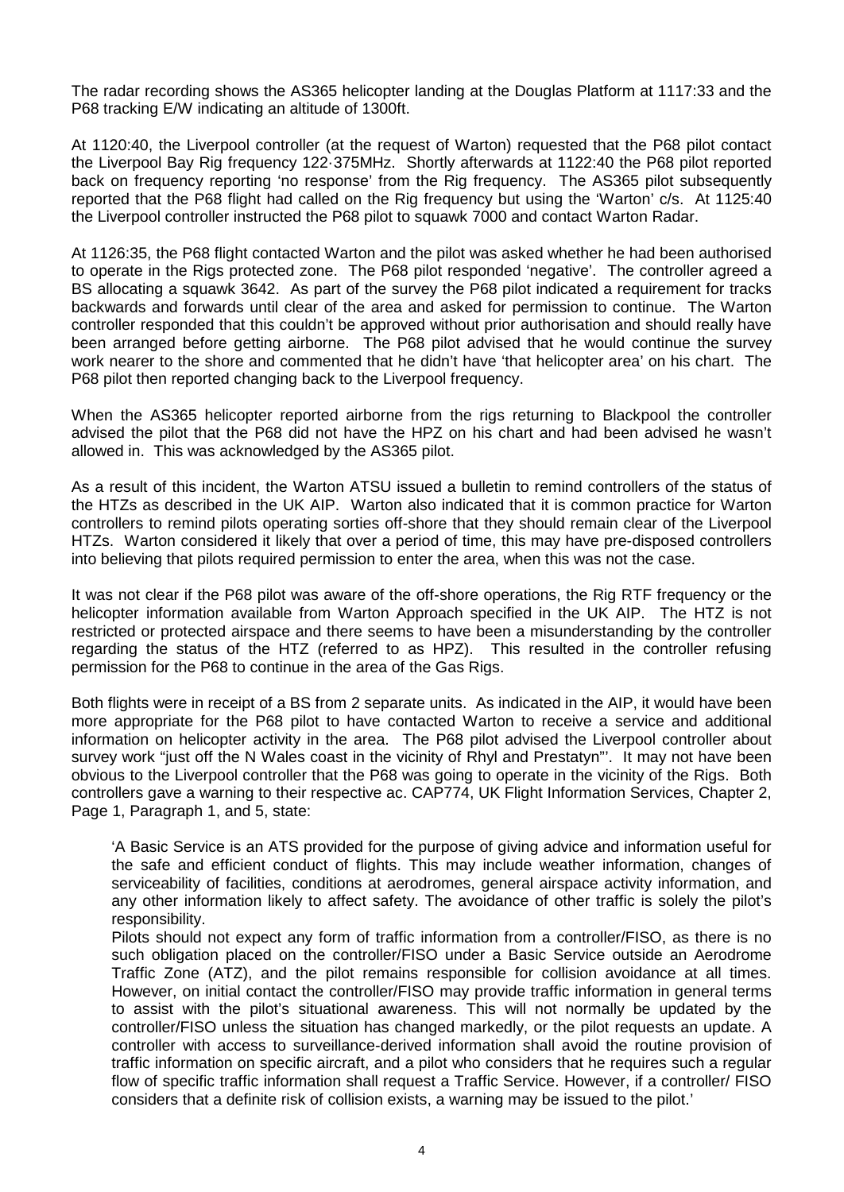The radar recording shows the AS365 helicopter landing at the Douglas Platform at 1117:33 and the P68 tracking E/W indicating an altitude of 1300ft.

At 1120:40, the Liverpool controller (at the request of Warton) requested that the P68 pilot contact the Liverpool Bay Rig frequency 122·375MHz. Shortly afterwards at 1122:40 the P68 pilot reported back on frequency reporting 'no response' from the Rig frequency. The AS365 pilot subsequently reported that the P68 flight had called on the Rig frequency but using the 'Warton' c/s. At 1125:40 the Liverpool controller instructed the P68 pilot to squawk 7000 and contact Warton Radar.

At 1126:35, the P68 flight contacted Warton and the pilot was asked whether he had been authorised to operate in the Rigs protected zone. The P68 pilot responded 'negative'. The controller agreed a BS allocating a squawk 3642. As part of the survey the P68 pilot indicated a requirement for tracks backwards and forwards until clear of the area and asked for permission to continue. The Warton controller responded that this couldn't be approved without prior authorisation and should really have been arranged before getting airborne. The P68 pilot advised that he would continue the survey work nearer to the shore and commented that he didn't have 'that helicopter area' on his chart. The P68 pilot then reported changing back to the Liverpool frequency.

When the AS365 helicopter reported airborne from the rigs returning to Blackpool the controller advised the pilot that the P68 did not have the HPZ on his chart and had been advised he wasn't allowed in. This was acknowledged by the AS365 pilot.

As a result of this incident, the Warton ATSU issued a bulletin to remind controllers of the status of the HTZs as described in the UK AIP. Warton also indicated that it is common practice for Warton controllers to remind pilots operating sorties off-shore that they should remain clear of the Liverpool HTZs. Warton considered it likely that over a period of time, this may have pre-disposed controllers into believing that pilots required permission to enter the area, when this was not the case.

It was not clear if the P68 pilot was aware of the off-shore operations, the Rig RTF frequency or the helicopter information available from Warton Approach specified in the UK AIP. The HTZ is not restricted or protected airspace and there seems to have been a misunderstanding by the controller regarding the status of the HTZ (referred to as HPZ). This resulted in the controller refusing permission for the P68 to continue in the area of the Gas Rigs.

Both flights were in receipt of a BS from 2 separate units. As indicated in the AIP, it would have been more appropriate for the P68 pilot to have contacted Warton to receive a service and additional information on helicopter activity in the area. The P68 pilot advised the Liverpool controller about survey work "just off the N Wales coast in the vicinity of Rhyl and Prestatyn"'. It may not have been obvious to the Liverpool controller that the P68 was going to operate in the vicinity of the Rigs. Both controllers gave a warning to their respective ac. CAP774, UK Flight Information Services, Chapter 2, Page 1, Paragraph 1, and 5, state:

> 'A Basic Service is an ATS provided for the purpose of giving advice and information useful for the safe and efficient conduct of flights. This may include weather information, changes of serviceability of facilities, conditions at aerodromes, general airspace activity information, and any other information likely to affect safety. The avoidance of other traffic is solely the pilot's responsibility.
>
> Pilots should not expect any form of traffic information from a controller/FISO, as there is no such obligation placed on the controller/FISO under a Basic Service outside an Aerodrome Traffic Zone (ATZ), and the pilot remains responsible for collision avoidance at all times. However, on initial contact the controller/FISO may provide traffic information in general terms to assist with the pilot's situational awareness. This will not normally be updated by the controller/FISO unless the situation has changed markedly, or the pilot requests an update. A controller with access to surveillance-derived information shall avoid the routine provision of traffic information on specific aircraft, and a pilot who considers that he requires such a regular flow of specific traffic information shall request a Traffic Service. However, if a controller/ FISO considers that a definite risk of collision exists, a warning may be issued to the pilot.'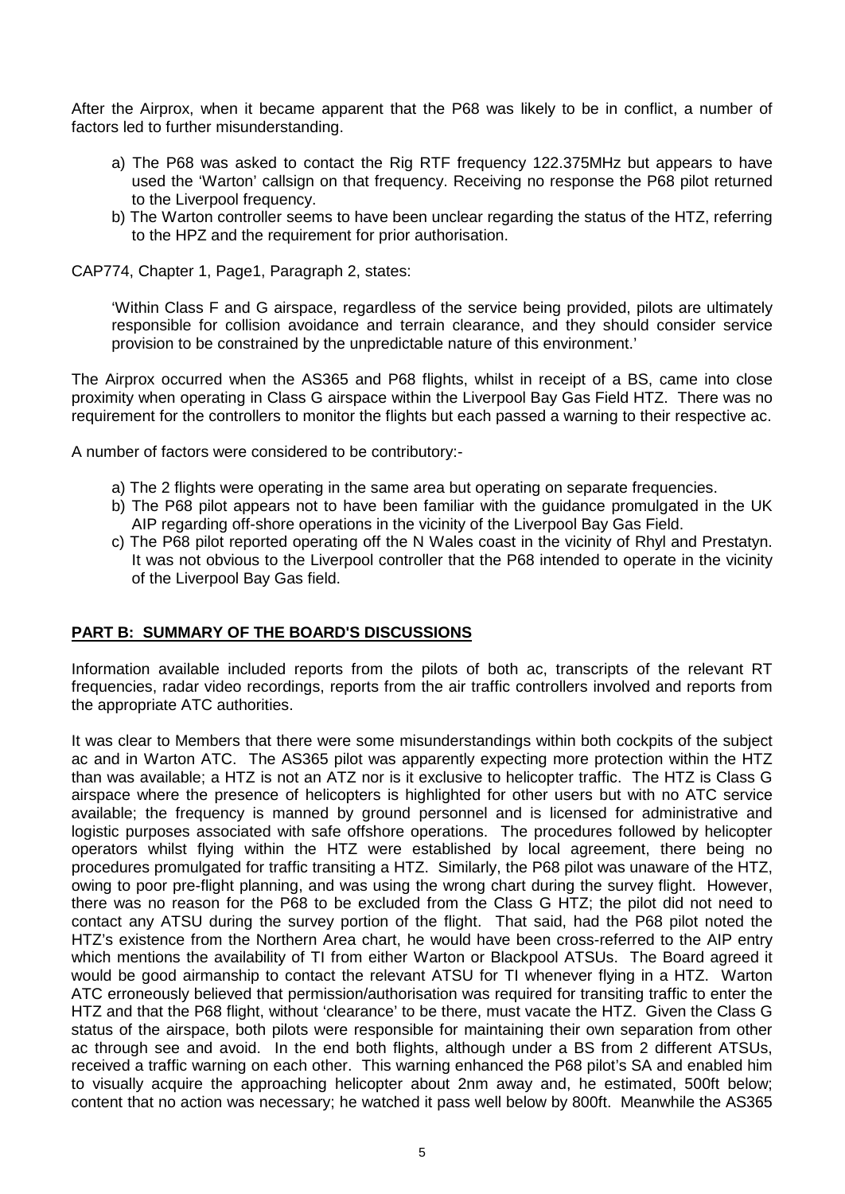After the Airprox, when it became apparent that the P68 was likely to be in conflict, a number of factors led to further misunderstanding.

a) The P68 was asked to contact the Rig RTF frequency 122.375MHz but appears to have used the 'Warton' callsign on that frequency. Receiving no response the P68 pilot returned to the Liverpool frequency.
b) The Warton controller seems to have been unclear regarding the status of the HTZ, referring to the HPZ and the requirement for prior authorisation.

CAP774, Chapter 1, Page1, Paragraph 2, states:

> 'Within Class F and G airspace, regardless of the service being provided, pilots are ultimately responsible for collision avoidance and terrain clearance, and they should consider service provision to be constrained by the unpredictable nature of this environment.'

The Airprox occurred when the AS365 and P68 flights, whilst in receipt of a BS, came into close proximity when operating in Class G airspace within the Liverpool Bay Gas Field HTZ. There was no requirement for the controllers to monitor the flights but each passed a warning to their respective ac.

A number of factors were considered to be contributory:-

a) The 2 flights were operating in the same area but operating on separate frequencies.
b) The P68 pilot appears not to have been familiar with the guidance promulgated in the UK AIP regarding off-shore operations in the vicinity of the Liverpool Bay Gas Field.
c) The P68 pilot reported operating off the N Wales coast in the vicinity of Rhyl and Prestatyn. It was not obvious to the Liverpool controller that the P68 intended to operate in the vicinity of the Liverpool Bay Gas field.

## PART B: SUMMARY OF THE BOARD'S DISCUSSIONS

Information available included reports from the pilots of both ac, transcripts of the relevant RT frequencies, radar video recordings, reports from the air traffic controllers involved and reports from the appropriate ATC authorities.

It was clear to Members that there were some misunderstandings within both cockpits of the subject ac and in Warton ATC. The AS365 pilot was apparently expecting more protection within the HTZ than was available; a HTZ is not an ATZ nor is it exclusive to helicopter traffic. The HTZ is Class G airspace where the presence of helicopters is highlighted for other users but with no ATC service available; the frequency is manned by ground personnel and is licensed for administrative and logistic purposes associated with safe offshore operations. The procedures followed by helicopter operators whilst flying within the HTZ were established by local agreement, there being no procedures promulgated for traffic transiting a HTZ. Similarly, the P68 pilot was unaware of the HTZ, owing to poor pre-flight planning, and was using the wrong chart during the survey flight. However, there was no reason for the P68 to be excluded from the Class G HTZ; the pilot did not need to contact any ATSU during the survey portion of the flight. That said, had the P68 pilot noted the HTZ's existence from the Northern Area chart, he would have been cross-referred to the AIP entry which mentions the availability of TI from either Warton or Blackpool ATSUs. The Board agreed it would be good airmanship to contact the relevant ATSU for TI whenever flying in a HTZ. Warton ATC erroneously believed that permission/authorisation was required for transiting traffic to enter the HTZ and that the P68 flight, without 'clearance' to be there, must vacate the HTZ. Given the Class G status of the airspace, both pilots were responsible for maintaining their own separation from other ac through see and avoid. In the end both flights, although under a BS from 2 different ATSUs, received a traffic warning on each other. This warning enhanced the P68 pilot's SA and enabled him to visually acquire the approaching helicopter about 2nm away and, he estimated, 500ft below; content that no action was necessary; he watched it pass well below by 800ft. Meanwhile the AS365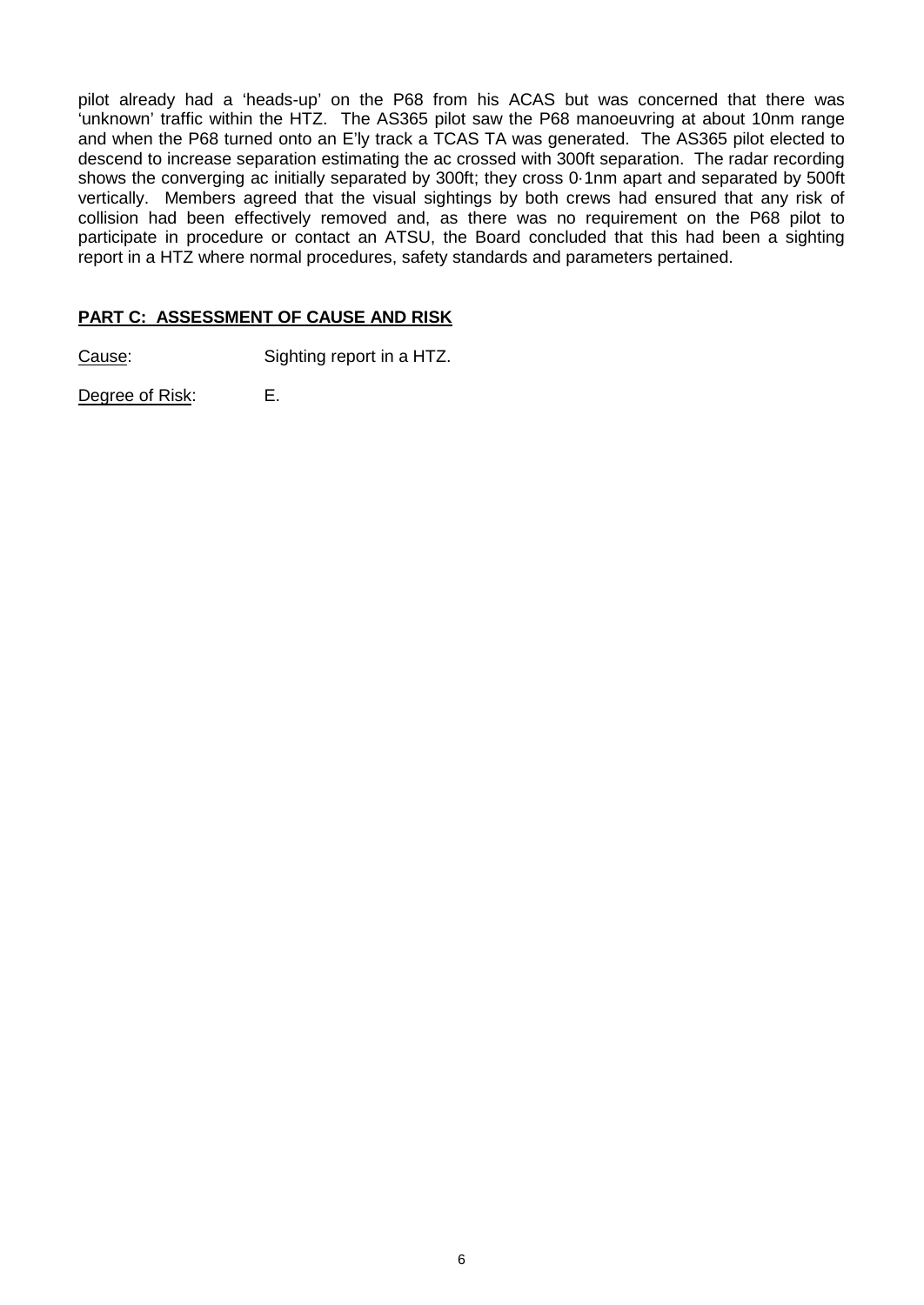pilot already had a 'heads-up' on the P68 from his ACAS but was concerned that there was 'unknown' traffic within the HTZ. The AS365 pilot saw the P68 manoeuvring at about 10nm range and when the P68 turned onto an E'ly track a TCAS TA was generated. The AS365 pilot elected to descend to increase separation estimating the ac crossed with 300ft separation. The radar recording shows the converging ac initially separated by 300ft; they cross 0·1nm apart and separated by 500ft vertically. Members agreed that the visual sightings by both crews had ensured that any risk of collision had been effectively removed and, as there was no requirement on the P68 pilot to participate in procedure or contact an ATSU, the Board concluded that this had been a sighting report in a HTZ where normal procedures, safety standards and parameters pertained.

**PART C: ASSESSMENT OF CAUSE AND RISK**

Cause: Sighting report in a HTZ.

Degree of Risk: E.